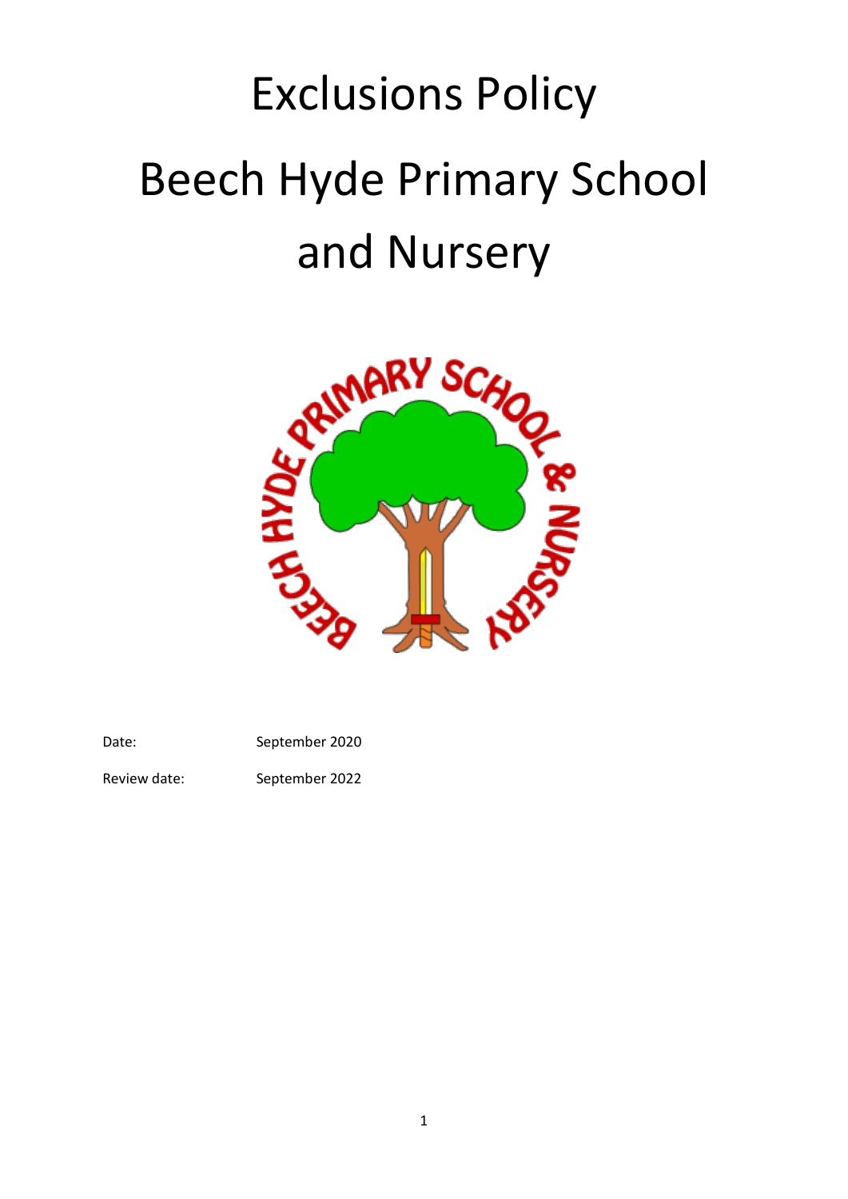# Exclusions Policy

# Beech Hyde Primary School and Nursery

Date: September 2020

Review date: September 2022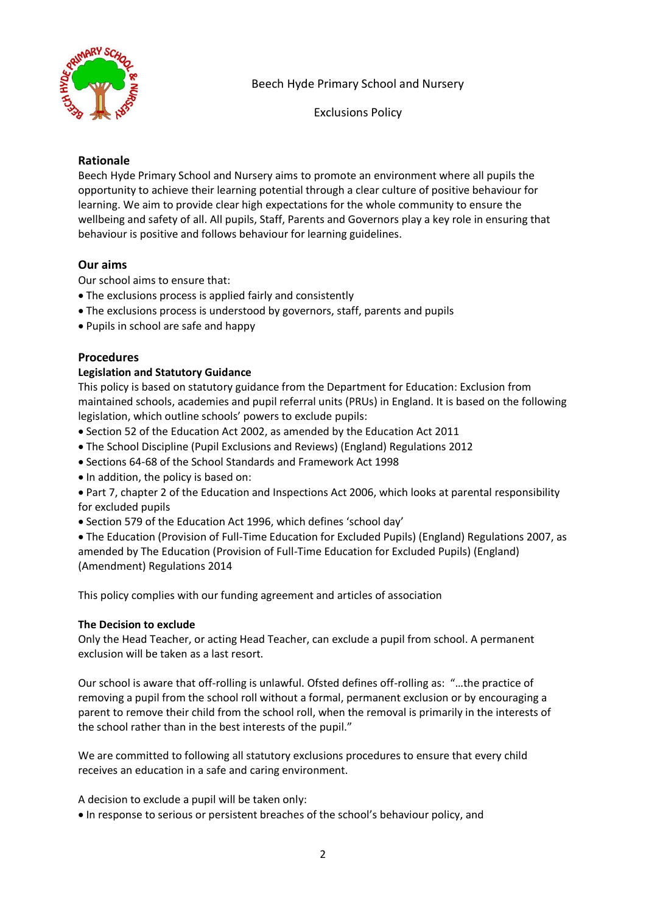Beech Hyde Primary School and Nursery

Exclusions Policy

## Rationale

Beech Hyde Primary School and Nursery aims to promote an environment where all pupils the opportunity to achieve their learning potential through a clear culture of positive behaviour for learning. We aim to provide clear high expectations for the whole community to ensure the wellbeing and safety of all. All pupils, Staff, Parents and Governors play a key role in ensuring that behaviour is positive and follows behaviour for learning guidelines.

## Our aims

Our school aims to ensure that:

- The exclusions process is applied fairly and consistently
- The exclusions process is understood by governors, staff, parents and pupils
- Pupils in school are safe and happy

## Procedures

### Legislation and Statutory Guidance

This policy is based on statutory guidance from the Department for Education: Exclusion from maintained schools, academies and pupil referral units (PRUs) in England. It is based on the following legislation, which outline schools' powers to exclude pupils:

- Section 52 of the Education Act 2002, as amended by the Education Act 2011
- The School Discipline (Pupil Exclusions and Reviews) (England) Regulations 2012
- Sections 64-68 of the School Standards and Framework Act 1998
- In addition, the policy is based on:
- Part 7, chapter 2 of the Education and Inspections Act 2006, which looks at parental responsibility for excluded pupils
- Section 579 of the Education Act 1996, which defines 'school day'
- The Education (Provision of Full-Time Education for Excluded Pupils) (England) Regulations 2007, as amended by The Education (Provision of Full-Time Education for Excluded Pupils) (England) (Amendment) Regulations 2014

This policy complies with our funding agreement and articles of association

### The Decision to exclude

Only the Head Teacher, or acting Head Teacher, can exclude a pupil from school. A permanent exclusion will be taken as a last resort.

Our school is aware that off-rolling is unlawful. Ofsted defines off-rolling as: "…the practice of removing a pupil from the school roll without a formal, permanent exclusion or by encouraging a parent to remove their child from the school roll, when the removal is primarily in the interests of the school rather than in the best interests of the pupil."

We are committed to following all statutory exclusions procedures to ensure that every child receives an education in a safe and caring environment.

A decision to exclude a pupil will be taken only:

- In response to serious or persistent breaches of the school's behaviour policy, and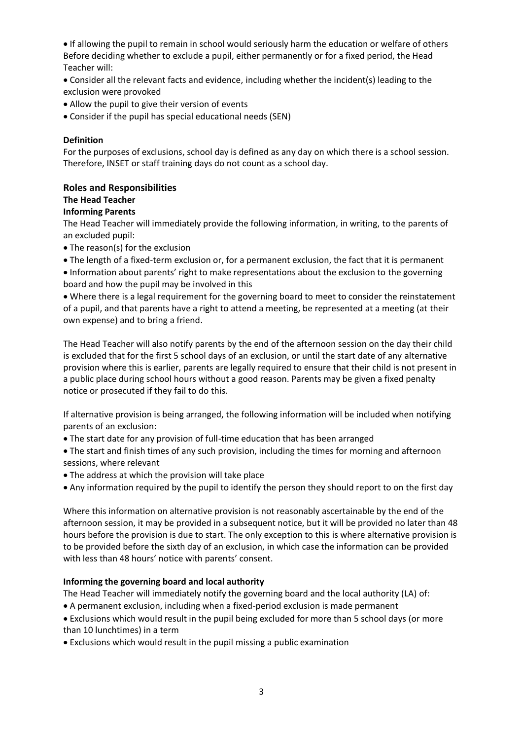- If allowing the pupil to remain in school would seriously harm the education or welfare of others

Before deciding whether to exclude a pupil, either permanently or for a fixed period, the Head Teacher will:

- Consider all the relevant facts and evidence, including whether the incident(s) leading to the exclusion were provoked
- Allow the pupil to give their version of events
- Consider if the pupil has special educational needs (SEN)

**Definition**

For the purposes of exclusions, school day is defined as any day on which there is a school session. Therefore, INSET or staff training days do not count as a school day.

## Roles and Responsibilities

### The Head Teacher

**Informing Parents**

The Head Teacher will immediately provide the following information, in writing, to the parents of an excluded pupil:

- The reason(s) for the exclusion
- The length of a fixed-term exclusion or, for a permanent exclusion, the fact that it is permanent
- Information about parents' right to make representations about the exclusion to the governing board and how the pupil may be involved in this
- Where there is a legal requirement for the governing board to meet to consider the reinstatement of a pupil, and that parents have a right to attend a meeting, be represented at a meeting (at their own expense) and to bring a friend.

The Head Teacher will also notify parents by the end of the afternoon session on the day their child is excluded that for the first 5 school days of an exclusion, or until the start date of any alternative provision where this is earlier, parents are legally required to ensure that their child is not present in a public place during school hours without a good reason. Parents may be given a fixed penalty notice or prosecuted if they fail to do this.

If alternative provision is being arranged, the following information will be included when notifying parents of an exclusion:

- The start date for any provision of full-time education that has been arranged
- The start and finish times of any such provision, including the times for morning and afternoon sessions, where relevant
- The address at which the provision will take place
- Any information required by the pupil to identify the person they should report to on the first day

Where this information on alternative provision is not reasonably ascertainable by the end of the afternoon session, it may be provided in a subsequent notice, but it will be provided no later than 48 hours before the provision is due to start. The only exception to this is where alternative provision is to be provided before the sixth day of an exclusion, in which case the information can be provided with less than 48 hours' notice with parents' consent.

**Informing the governing board and local authority**

The Head Teacher will immediately notify the governing board and the local authority (LA) of:

- A permanent exclusion, including when a fixed-period exclusion is made permanent
- Exclusions which would result in the pupil being excluded for more than 5 school days (or more than 10 lunchtimes) in a term
- Exclusions which would result in the pupil missing a public examination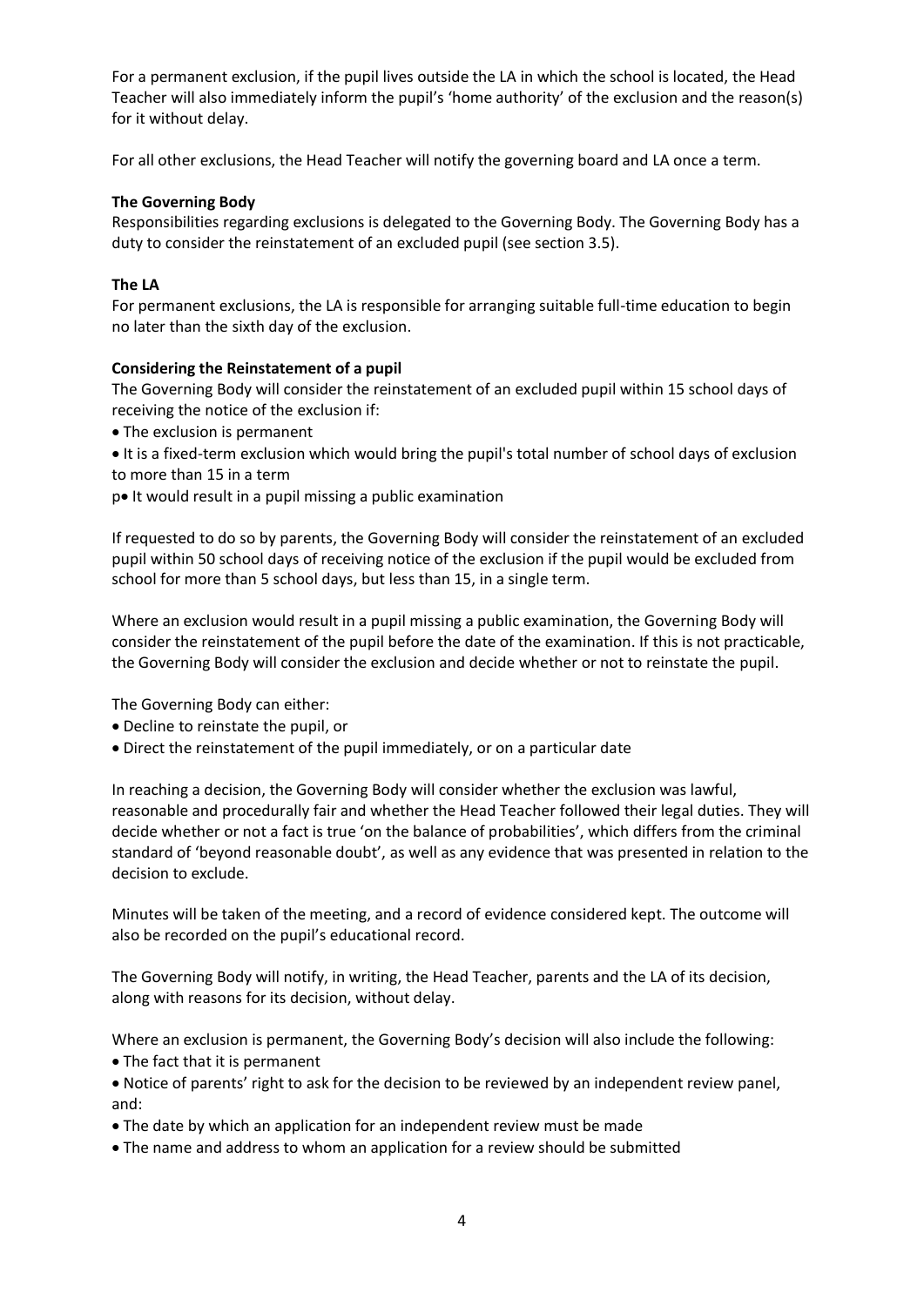For a permanent exclusion, if the pupil lives outside the LA in which the school is located, the Head Teacher will also immediately inform the pupil's 'home authority' of the exclusion and the reason(s) for it without delay.

For all other exclusions, the Head Teacher will notify the governing board and LA once a term.

**The Governing Body**

Responsibilities regarding exclusions is delegated to the Governing Body. The Governing Body has a duty to consider the reinstatement of an excluded pupil (see section 3.5).

**The LA**

For permanent exclusions, the LA is responsible for arranging suitable full-time education to begin no later than the sixth day of the exclusion.

**Considering the Reinstatement of a pupil**

The Governing Body will consider the reinstatement of an excluded pupil within 15 school days of receiving the notice of the exclusion if:

- The exclusion is permanent
- It is a fixed-term exclusion which would bring the pupil's total number of school days of exclusion to more than 15 in a term
- p• It would result in a pupil missing a public examination

If requested to do so by parents, the Governing Body will consider the reinstatement of an excluded pupil within 50 school days of receiving notice of the exclusion if the pupil would be excluded from school for more than 5 school days, but less than 15, in a single term.

Where an exclusion would result in a pupil missing a public examination, the Governing Body will consider the reinstatement of the pupil before the date of the examination. If this is not practicable, the Governing Body will consider the exclusion and decide whether or not to reinstate the pupil.

The Governing Body can either:

- Decline to reinstate the pupil, or
- Direct the reinstatement of the pupil immediately, or on a particular date

In reaching a decision, the Governing Body will consider whether the exclusion was lawful, reasonable and procedurally fair and whether the Head Teacher followed their legal duties. They will decide whether or not a fact is true 'on the balance of probabilities', which differs from the criminal standard of 'beyond reasonable doubt', as well as any evidence that was presented in relation to the decision to exclude.

Minutes will be taken of the meeting, and a record of evidence considered kept. The outcome will also be recorded on the pupil's educational record.

The Governing Body will notify, in writing, the Head Teacher, parents and the LA of its decision, along with reasons for its decision, without delay.

Where an exclusion is permanent, the Governing Body's decision will also include the following:

- The fact that it is permanent
- Notice of parents' right to ask for the decision to be reviewed by an independent review panel, and:
- The date by which an application for an independent review must be made
- The name and address to whom an application for a review should be submitted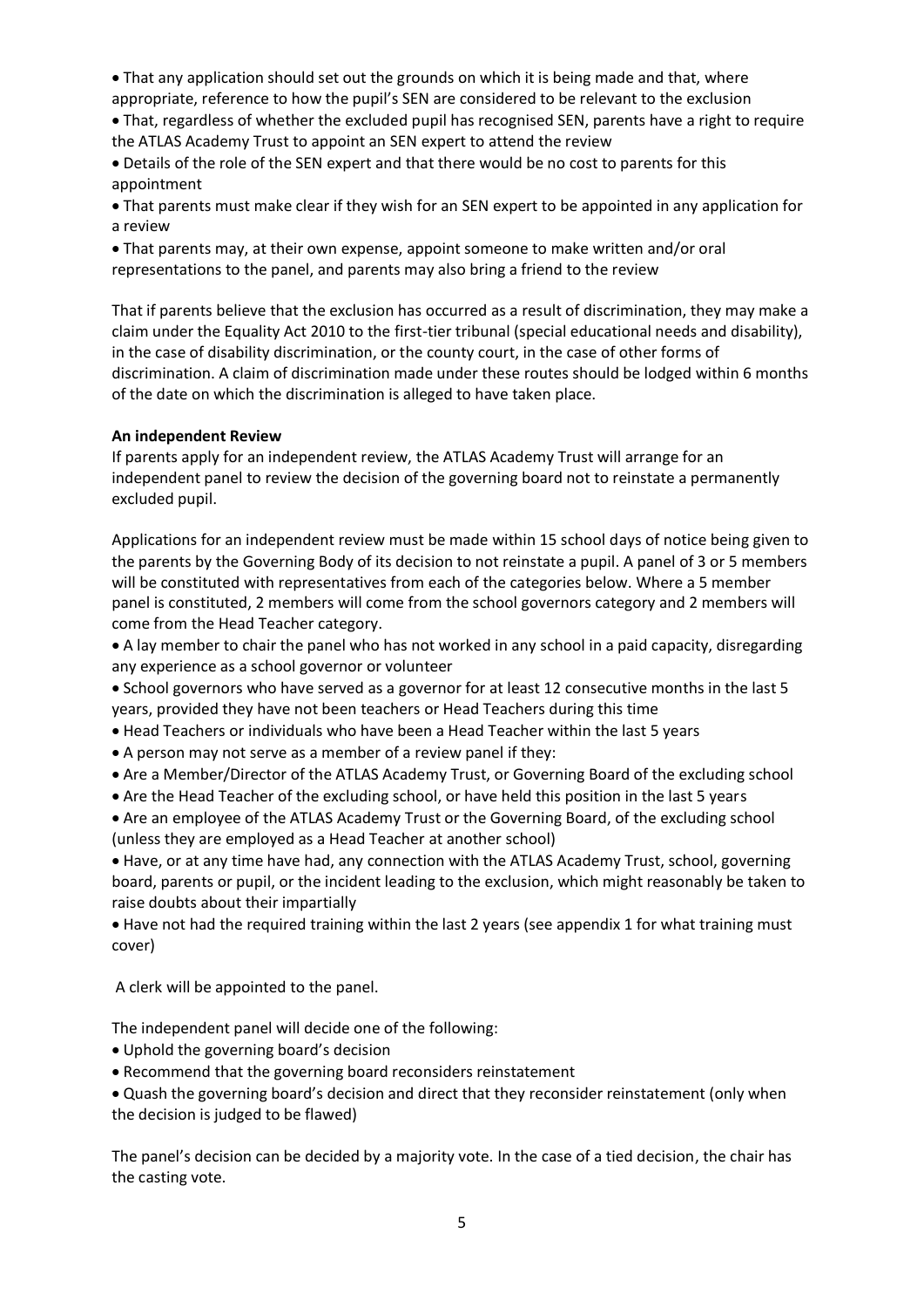- That any application should set out the grounds on which it is being made and that, where appropriate, reference to how the pupil's SEN are considered to be relevant to the exclusion
- That, regardless of whether the excluded pupil has recognised SEN, parents have a right to require the ATLAS Academy Trust to appoint an SEN expert to attend the review
- Details of the role of the SEN expert and that there would be no cost to parents for this appointment
- That parents must make clear if they wish for an SEN expert to be appointed in any application for a review
- That parents may, at their own expense, appoint someone to make written and/or oral representations to the panel, and parents may also bring a friend to the review

That if parents believe that the exclusion has occurred as a result of discrimination, they may make a claim under the Equality Act 2010 to the first-tier tribunal (special educational needs and disability), in the case of disability discrimination, or the county court, in the case of other forms of discrimination. A claim of discrimination made under these routes should be lodged within 6 months of the date on which the discrimination is alleged to have taken place.

**An independent Review**

If parents apply for an independent review, the ATLAS Academy Trust will arrange for an independent panel to review the decision of the governing board not to reinstate a permanently excluded pupil.

Applications for an independent review must be made within 15 school days of notice being given to the parents by the Governing Body of its decision to not reinstate a pupil. A panel of 3 or 5 members will be constituted with representatives from each of the categories below. Where a 5 member panel is constituted, 2 members will come from the school governors category and 2 members will come from the Head Teacher category.

- A lay member to chair the panel who has not worked in any school in a paid capacity, disregarding any experience as a school governor or volunteer
- School governors who have served as a governor for at least 12 consecutive months in the last 5 years, provided they have not been teachers or Head Teachers during this time
- Head Teachers or individuals who have been a Head Teacher within the last 5 years
- A person may not serve as a member of a review panel if they:
- Are a Member/Director of the ATLAS Academy Trust, or Governing Board of the excluding school
- Are the Head Teacher of the excluding school, or have held this position in the last 5 years
- Are an employee of the ATLAS Academy Trust or the Governing Board, of the excluding school (unless they are employed as a Head Teacher at another school)
- Have, or at any time have had, any connection with the ATLAS Academy Trust, school, governing board, parents or pupil, or the incident leading to the exclusion, which might reasonably be taken to raise doubts about their impartially
- Have not had the required training within the last 2 years (see appendix 1 for what training must cover)

A clerk will be appointed to the panel.

The independent panel will decide one of the following:

- Uphold the governing board's decision
- Recommend that the governing board reconsiders reinstatement
- Quash the governing board's decision and direct that they reconsider reinstatement (only when the decision is judged to be flawed)

The panel's decision can be decided by a majority vote. In the case of a tied decision, the chair has the casting vote.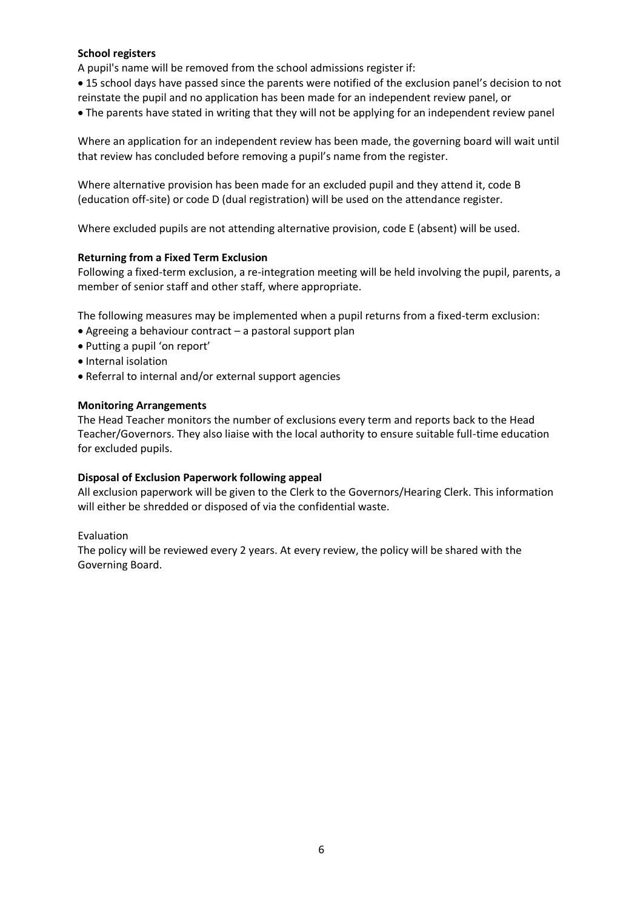**School registers**

A pupil's name will be removed from the school admissions register if:

- 15 school days have passed since the parents were notified of the exclusion panel's decision to not reinstate the pupil and no application has been made for an independent review panel, or
- The parents have stated in writing that they will not be applying for an independent review panel

Where an application for an independent review has been made, the governing board will wait until that review has concluded before removing a pupil's name from the register.

Where alternative provision has been made for an excluded pupil and they attend it, code B (education off-site) or code D (dual registration) will be used on the attendance register.

Where excluded pupils are not attending alternative provision, code E (absent) will be used.

**Returning from a Fixed Term Exclusion**

Following a fixed-term exclusion, a re-integration meeting will be held involving the pupil, parents, a member of senior staff and other staff, where appropriate.

The following measures may be implemented when a pupil returns from a fixed-term exclusion:

- Agreeing a behaviour contract – a pastoral support plan
- Putting a pupil 'on report'
- Internal isolation
- Referral to internal and/or external support agencies

**Monitoring Arrangements**

The Head Teacher monitors the number of exclusions every term and reports back to the Head Teacher/Governors. They also liaise with the local authority to ensure suitable full-time education for excluded pupils.

**Disposal of Exclusion Paperwork following appeal**

All exclusion paperwork will be given to the Clerk to the Governors/Hearing Clerk. This information will either be shredded or disposed of via the confidential waste.

Evaluation

The policy will be reviewed every 2 years. At every review, the policy will be shared with the Governing Board.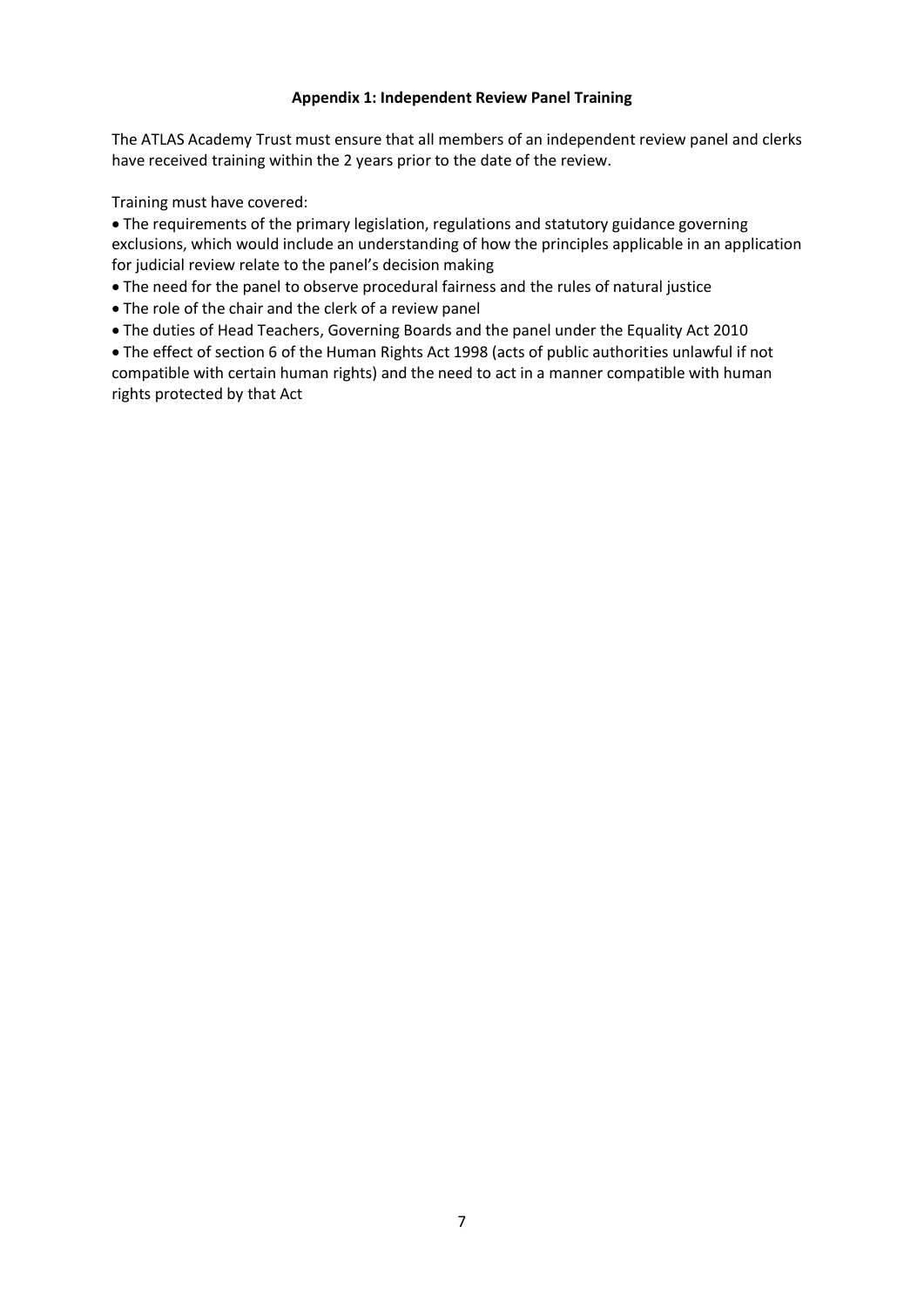**Appendix 1: Independent Review Panel Training**

The ATLAS Academy Trust must ensure that all members of an independent review panel and clerks have received training within the 2 years prior to the date of the review.

Training must have covered:

- The requirements of the primary legislation, regulations and statutory guidance governing exclusions, which would include an understanding of how the principles applicable in an application for judicial review relate to the panel's decision making
- The need for the panel to observe procedural fairness and the rules of natural justice
- The role of the chair and the clerk of a review panel
- The duties of Head Teachers, Governing Boards and the panel under the Equality Act 2010
- The effect of section 6 of the Human Rights Act 1998 (acts of public authorities unlawful if not compatible with certain human rights) and the need to act in a manner compatible with human rights protected by that Act